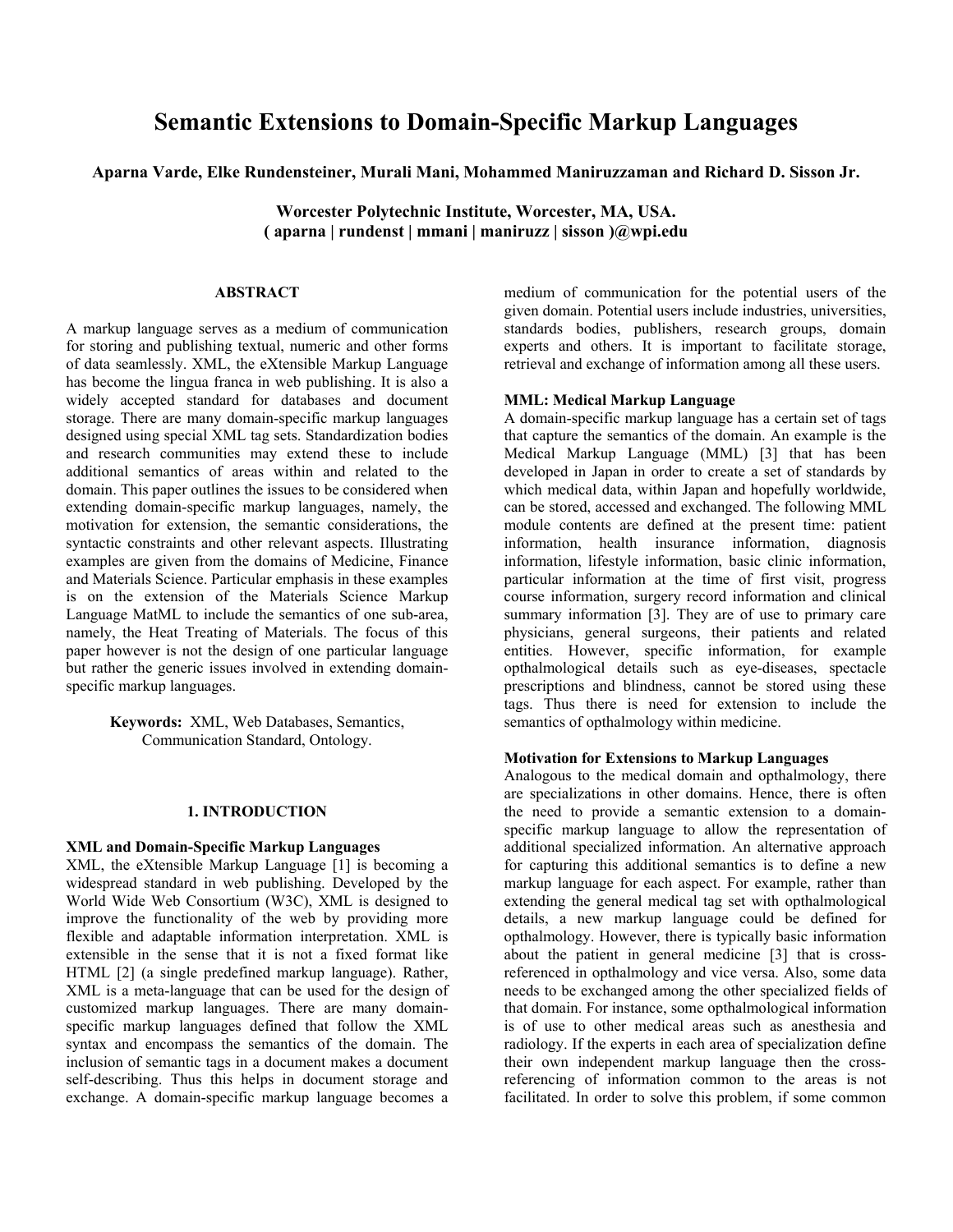# Semantic Extensions to Domain-Specific Markup Languages

**Aparna Varde, Elke Rundensteiner, Murali Mani, Mohammed Maniruzzaman and Richard D. Sisson Jr.**

**Worcester Polytechnic Institute, Worcester, MA, USA.**
**( aparna | rundenst | mmani | maniruzz | sisson )@wpi.edu**

## ABSTRACT

A markup language serves as a medium of communication for storing and publishing textual, numeric and other forms of data seamlessly. XML, the eXtensible Markup Language has become the lingua franca in web publishing. It is also a widely accepted standard for databases and document storage. There are many domain-specific markup languages designed using special XML tag sets. Standardization bodies and research communities may extend these to include additional semantics of areas within and related to the domain. This paper outlines the issues to be considered when extending domain-specific markup languages, namely, the motivation for extension, the semantic considerations, the syntactic constraints and other relevant aspects. Illustrating examples are given from the domains of Medicine, Finance and Materials Science. Particular emphasis in these examples is on the extension of the Materials Science Markup Language MatML to include the semantics of one sub-area, namely, the Heat Treating of Materials. The focus of this paper however is not the design of one particular language but rather the generic issues involved in extending domain-specific markup languages.

**Keywords:** XML, Web Databases, Semantics, Communication Standard, Ontology.

## 1. INTRODUCTION

### XML and Domain-Specific Markup Languages

XML, the eXtensible Markup Language [1] is becoming a widespread standard in web publishing. Developed by the World Wide Web Consortium (W3C), XML is designed to improve the functionality of the web by providing more flexible and adaptable information interpretation. XML is extensible in the sense that it is not a fixed format like HTML [2] (a single predefined markup language). Rather, XML is a meta-language that can be used for the design of customized markup languages. There are many domain-specific markup languages defined that follow the XML syntax and encompass the semantics of the domain. The inclusion of semantic tags in a document makes a document self-describing. Thus this helps in document storage and exchange. A domain-specific markup language becomes a medium of communication for the potential users of the given domain. Potential users include industries, universities, standards bodies, publishers, research groups, domain experts and others. It is important to facilitate storage, retrieval and exchange of information among all these users.

### MML: Medical Markup Language

A domain-specific markup language has a certain set of tags that capture the semantics of the domain. An example is the Medical Markup Language (MML) [3] that has been developed in Japan in order to create a set of standards by which medical data, within Japan and hopefully worldwide, can be stored, accessed and exchanged. The following MML module contents are defined at the present time: patient information, health insurance information, diagnosis information, lifestyle information, basic clinic information, particular information at the time of first visit, progress course information, surgery record information and clinical summary information [3]. They are of use to primary care physicians, general surgeons, their patients and related entities. However, specific information, for example opthalmological details such as eye-diseases, spectacle prescriptions and blindness, cannot be stored using these tags. Thus there is need for extension to include the semantics of opthalmology within medicine.

### Motivation for Extensions to Markup Languages

Analogous to the medical domain and opthalmology, there are specializations in other domains. Hence, there is often the need to provide a semantic extension to a domain-specific markup language to allow the representation of additional specialized information. An alternative approach for capturing this additional semantics is to define a new markup language for each aspect. For example, rather than extending the general medical tag set with opthalmological details, a new markup language could be defined for opthalmology. However, there is typically basic information about the patient in general medicine [3] that is cross-referenced in opthalmology and vice versa. Also, some data needs to be exchanged among the other specialized fields of that domain. For instance, some opthalmological information is of use to other medical areas such as anesthesia and radiology. If the experts in each area of specialization define their own independent markup language then the cross-referencing of information common to the areas is not facilitated. In order to solve this problem, if some common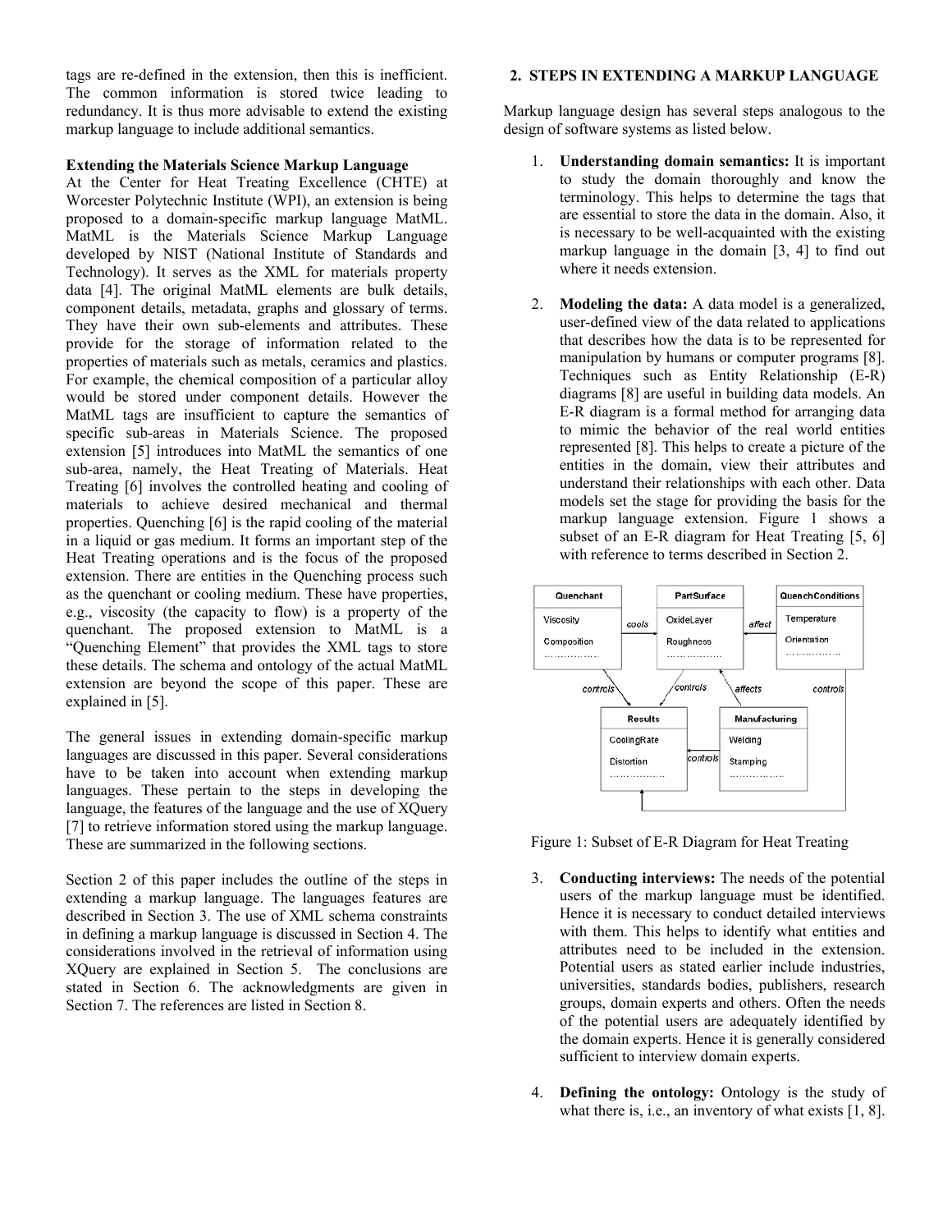tags are re-defined in the extension, then this is inefficient. The common information is stored twice leading to redundancy. It is thus more advisable to extend the existing markup language to include additional semantics.

**Extending the Materials Science Markup Language**

At the Center for Heat Treating Excellence (CHTE) at Worcester Polytechnic Institute (WPI), an extension is being proposed to a domain-specific markup language MatML. MatML is the Materials Science Markup Language developed by NIST (National Institute of Standards and Technology). It serves as the XML for materials property data [4]. The original MatML elements are bulk details, component details, metadata, graphs and glossary of terms. They have their own sub-elements and attributes. These provide for the storage of information related to the properties of materials such as metals, ceramics and plastics. For example, the chemical composition of a particular alloy would be stored under component details. However the MatML tags are insufficient to capture the semantics of specific sub-areas in Materials Science. The proposed extension [5] introduces into MatML the semantics of one sub-area, namely, the Heat Treating of Materials. Heat Treating [6] involves the controlled heating and cooling of materials to achieve desired mechanical and thermal properties. Quenching [6] is the rapid cooling of the material in a liquid or gas medium. It forms an important step of the Heat Treating operations and is the focus of the proposed extension. There are entities in the Quenching process such as the quenchant or cooling medium. These have properties, e.g., viscosity (the capacity to flow) is a property of the quenchant. The proposed extension to MatML is a "Quenching Element" that provides the XML tags to store these details. The schema and ontology of the actual MatML extension are beyond the scope of this paper. These are explained in [5].

The general issues in extending domain-specific markup languages are discussed in this paper. Several considerations have to be taken into account when extending markup languages. These pertain to the steps in developing the language, the features of the language and the use of XQuery [7] to retrieve information stored using the markup language. These are summarized in the following sections.

Section 2 of this paper includes the outline of the steps in extending a markup language. The languages features are described in Section 3. The use of XML schema constraints in defining a markup language is discussed in Section 4. The considerations involved in the retrieval of information using XQuery are explained in Section 5. The conclusions are stated in Section 6. The acknowledgments are given in Section 7. The references are listed in Section 8.

## 2. STEPS IN EXTENDING A MARKUP LANGUAGE

Markup language design has several steps analogous to the design of software systems as listed below.

1. **Understanding domain semantics:** It is important to study the domain thoroughly and know the terminology. This helps to determine the tags that are essential to store the data in the domain. Also, it is necessary to be well-acquainted with the existing markup language in the domain [3, 4] to find out where it needs extension.

2. **Modeling the data:** A data model is a generalized, user-defined view of the data related to applications that describes how the data is to be represented for manipulation by humans or computer programs [8]. Techniques such as Entity Relationship (E-R) diagrams [8] are useful in building data models. An E-R diagram is a formal method for arranging data to mimic the behavior of the real world entities represented [8]. This helps to create a picture of the entities in the domain, view their attributes and understand their relationships with each other. Data models set the stage for providing the basis for the markup language extension. Figure 1 shows a subset of an E-R diagram for Heat Treating [5, 6] with reference to terms described in Section 2.

Figure 1: Subset of E-R Diagram for Heat Treating

3. **Conducting interviews:** The needs of the potential users of the markup language must be identified. Hence it is necessary to conduct detailed interviews with them. This helps to identify what entities and attributes need to be included in the extension. Potential users as stated earlier include industries, universities, standards bodies, publishers, research groups, domain experts and others. Often the needs of the potential users are adequately identified by the domain experts. Hence it is generally considered sufficient to interview domain experts.

4. **Defining the ontology:** Ontology is the study of what there is, i.e., an inventory of what exists [1, 8].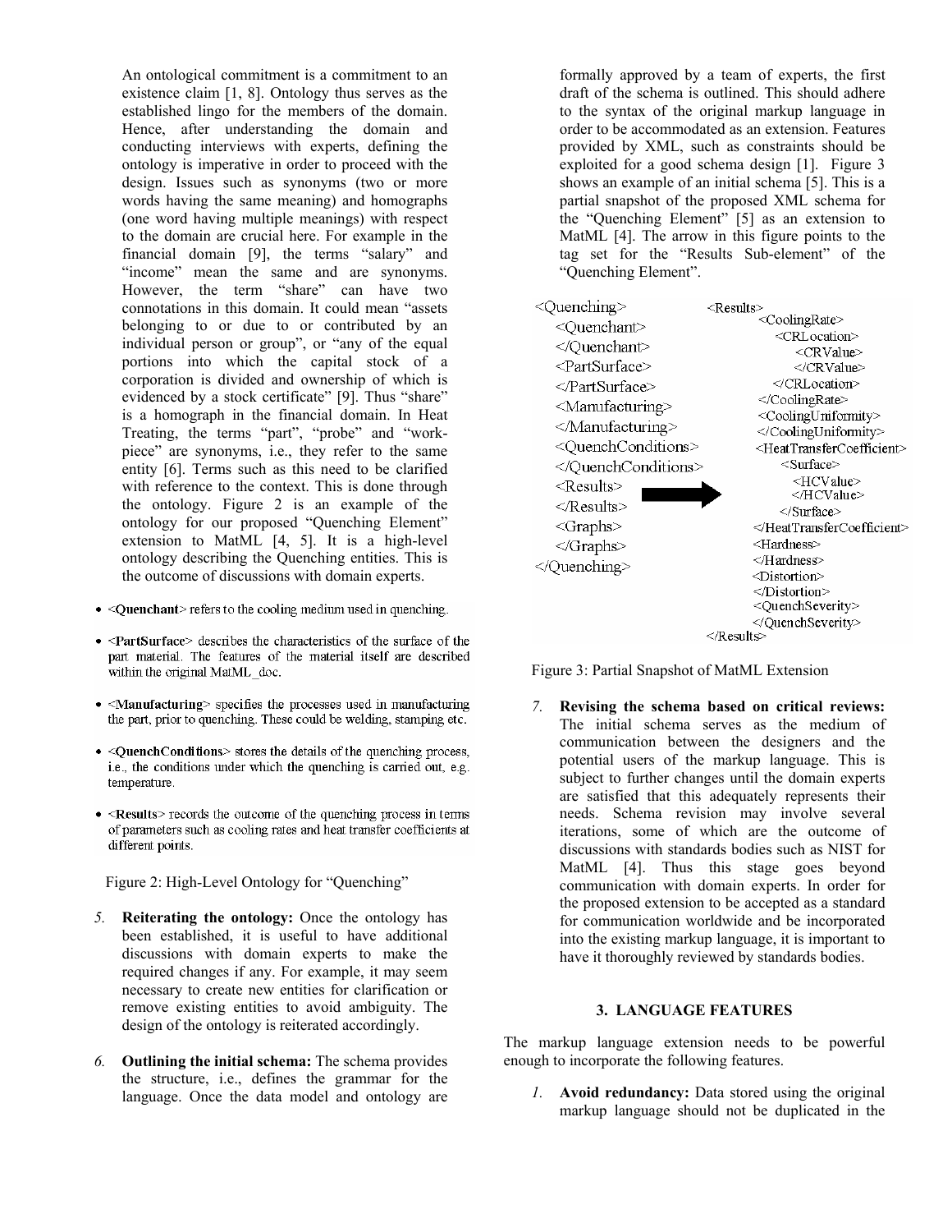An ontological commitment is a commitment to an existence claim [1, 8]. Ontology thus serves as the established lingo for the members of the domain. Hence, after understanding the domain and conducting interviews with experts, defining the ontology is imperative in order to proceed with the design. Issues such as synonyms (two or more words having the same meaning) and homographs (one word having multiple meanings) with respect to the domain are crucial here. For example in the financial domain [9], the terms "salary" and "income" mean the same and are synonyms. However, the term "share" can have two connotations in this domain. It could mean "assets belonging to or due to or contributed by an individual person or group", or "any of the equal portions into which the capital stock of a corporation is divided and ownership of which is evidenced by a stock certificate" [9]. Thus "share" is a homograph in the financial domain. In Heat Treating, the terms "part", "probe" and "work-piece" are synonyms, i.e., they refer to the same entity [6]. Terms such as this need to be clarified with reference to the context. This is done through the ontology. Figure 2 is an example of the ontology for our proposed "Quenching Element" extension to MatML [4, 5]. It is a high-level ontology describing the Quenching entities. This is the outcome of discussions with domain experts.

- <**Quenchant**> refers to the cooling medium used in quenching.
- <**PartSurface**> describes the characteristics of the surface of the part material. The features of the material itself are described within the original MatML_doc.
- <**Manufacturing**> specifies the processes used in manufacturing the part, prior to quenching. These could be welding, stamping etc.
- <**QuenchConditions**> stores the details of the quenching process, i.e., the conditions under which the quenching is carried out, e.g. temperature.
- <**Results**> records the outcome of the quenching process in terms of parameters such as cooling rates and heat transfer coefficients at different points.

Figure 2: High-Level Ontology for "Quenching"

5. **Reiterating the ontology:** Once the ontology has been established, it is useful to have additional discussions with domain experts to make the required changes if any. For example, it may seem necessary to create new entities for clarification or remove existing entities to avoid ambiguity. The design of the ontology is reiterated accordingly.

6. **Outlining the initial schema:** The schema provides the structure, i.e., defines the grammar for the language. Once the data model and ontology are formally approved by a team of experts, the first draft of the schema is outlined. This should adhere to the syntax of the original markup language in order to be accommodated as an extension. Features provided by XML, such as constraints should be exploited for a good schema design [1]. Figure 3 shows an example of an initial schema [5]. This is a partial snapshot of the proposed XML schema for the "Quenching Element" [5] as an extension to MatML [4]. The arrow in this figure points to the tag set for the "Results Sub-element" of the "Quenching Element".

```
<Quenching>
  <Quenchant>
  </Quenchant>
  <PartSurface>
  </PartSurface>
  <Manufacturing>
  </Manufacturing>
  <QuenchConditions>
  </QuenchConditions>
  <Results>
  </Results>
  <Graphs>
  </Graphs>
</Quenching>
```

```
<Results>
  <CoolingRate>
    <CRLocation>
      <CRValue>
      </CRValue>
    </CRLocation>
  </CoolingRate>
  <CoolingUniformity>
  </CoolingUniformity>
  <HeatTransferCoefficient>
    <Surface>
      <HCValue>
      </HCValue>
    </Surface>
  </HeatTransferCoefficient>
  <Hardness>
  </Hardness>
  <Distortion>
  </Distortion>
  <QuenchSeverity>
  </QuenchSeverity>
</Results>
```

Figure 3: Partial Snapshot of MatML Extension

7. **Revising the schema based on critical reviews:** The initial schema serves as the medium of communication between the designers and the potential users of the markup language. This is subject to further changes until the domain experts are satisfied that this adequately represents their needs. Schema revision may involve several iterations, some of which are the outcome of discussions with standards bodies such as NIST for MatML [4]. Thus this stage goes beyond communication with domain experts. In order for the proposed extension to be accepted as a standard for communication worldwide and be incorporated into the existing markup language, it is important to have it thoroughly reviewed by standards bodies.

## 3. LANGUAGE FEATURES

The markup language extension needs to be powerful enough to incorporate the following features.

1. **Avoid redundancy:** Data stored using the original markup language should not be duplicated in the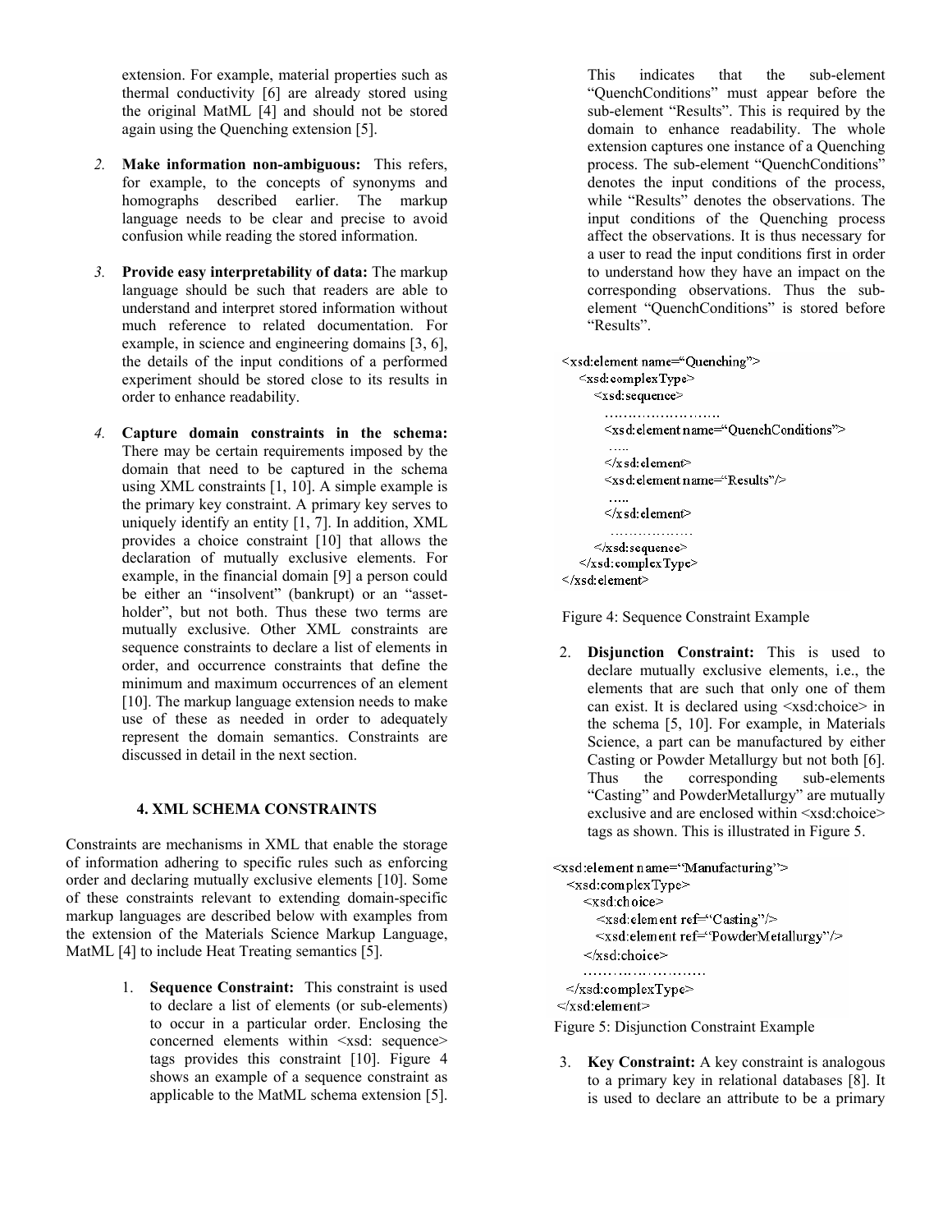extension. For example, material properties such as thermal conductivity [6] are already stored using the original MatML [4] and should not be stored again using the Quenching extension [5].

2. **Make information non-ambiguous:** This refers, for example, to the concepts of synonyms and homographs described earlier. The markup language needs to be clear and precise to avoid confusion while reading the stored information.

3. **Provide easy interpretability of data:** The markup language should be such that readers are able to understand and interpret stored information without much reference to related documentation. For example, in science and engineering domains [3, 6], the details of the input conditions of a performed experiment should be stored close to its results in order to enhance readability.

4. **Capture domain constraints in the schema:** There may be certain requirements imposed by the domain that need to be captured in the schema using XML constraints [1, 10]. A simple example is the primary key constraint. A primary key serves to uniquely identify an entity [1, 7]. In addition, XML provides a choice constraint [10] that allows the declaration of mutually exclusive elements. For example, in the financial domain [9] a person could be either an "insolvent" (bankrupt) or an "asset-holder", but not both. Thus these two terms are mutually exclusive. Other XML constraints are sequence constraints to declare a list of elements in order, and occurrence constraints that define the minimum and maximum occurrences of an element [10]. The markup language extension needs to make use of these as needed in order to adequately represent the domain semantics. Constraints are discussed in detail in the next section.

## 4. XML SCHEMA CONSTRAINTS

Constraints are mechanisms in XML that enable the storage of information adhering to specific rules such as enforcing order and declaring mutually exclusive elements [10]. Some of these constraints relevant to extending domain-specific markup languages are described below with examples from the extension of the Materials Science Markup Language, MatML [4] to include Heat Treating semantics [5].

1. **Sequence Constraint:** This constraint is used to declare a list of elements (or sub-elements) to occur in a particular order. Enclosing the concerned elements within <xsd: sequence> tags provides this constraint [10]. Figure 4 shows an example of a sequence constraint as applicable to the MatML schema extension [5].

   This indicates that the sub-element "QuenchConditions" must appear before the sub-element "Results". This is required by the domain to enhance readability. The whole extension captures one instance of a Quenching process. The sub-element "QuenchConditions" denotes the input conditions of the process, while "Results" denotes the observations. The input conditions of the Quenching process affect the observations. It is thus necessary for a user to read the input conditions first in order to understand how they have an impact on the corresponding observations. Thus the sub-element "QuenchConditions" is stored before "Results".

```
<xsd:element name="Quenching">
  <xsd:complexType>
    <xsd:sequence>
      ……………………
      <xsd:element name="QuenchConditions">
       …..
      </xsd:element>
      <xsd:element name="Results"/>
       …..
      </xsd:element>
       ………………
    </xsd:sequence>
  </xsd:complexType>
</xsd:element>
```

Figure 4: Sequence Constraint Example

2. **Disjunction Constraint:** This is used to declare mutually exclusive elements, i.e., the elements that are such that only one of them can exist. It is declared using <xsd:choice> in the schema [5, 10]. For example, in Materials Science, a part can be manufactured by either Casting or Powder Metallurgy but not both [6]. Thus the corresponding sub-elements "Casting" and PowderMetallurgy" are mutually exclusive and are enclosed within <xsd:choice> tags as shown. This is illustrated in Figure 5.

```
<xsd:element name="Manufacturing">
  <xsd:complexType>
    <xsd:choice>
      <xsd:element ref="Casting"/>
      <xsd:element ref="PowderMetallurgy"/>
    </xsd:choice>
    ……………………
  </xsd:complexType>
</xsd:element>
```

Figure 5: Disjunction Constraint Example

3. **Key Constraint:** A key constraint is analogous to a primary key in relational databases [8]. It is used to declare an attribute to be a primary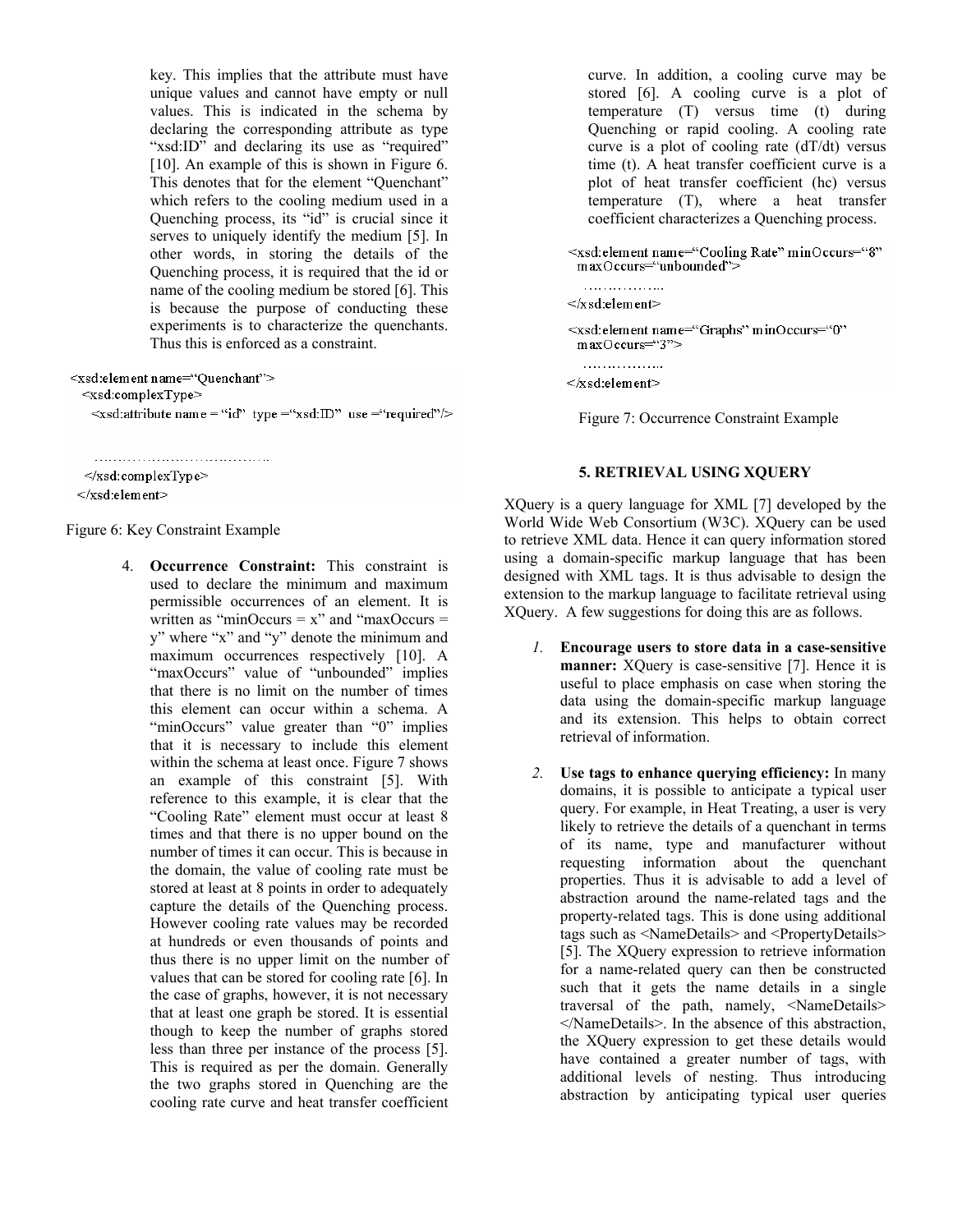key. This implies that the attribute must have unique values and cannot have empty or null values. This is indicated in the schema by declaring the corresponding attribute as type "xsd:ID" and declaring its use as "required" [10]. An example of this is shown in Figure 6. This denotes that for the element "Quenchant" which refers to the cooling medium used in a Quenching process, its "id" is crucial since it serves to uniquely identify the medium [5]. In other words, in storing the details of the Quenching process, it is required that the id or name of the cooling medium be stored [6]. This is because the purpose of conducting these experiments is to characterize the quenchants. Thus this is enforced as a constraint.

```
<xsd:element name="Quenchant">
  <xsd:complexType>
    <xsd:attribute name = "id" type ="xsd:ID" use ="required"/>

    ………………………………
  </xsd:complexType>
</xsd:element>
```

Figure 6: Key Constraint Example

4. **Occurrence Constraint:** This constraint is used to declare the minimum and maximum permissible occurrences of an element. It is written as "minOccurs = x" and "maxOccurs = y" where "x" and "y" denote the minimum and maximum occurrences respectively [10]. A "maxOccurs" value of "unbounded" implies that there is no limit on the number of times this element can occur within a schema. A "minOccurs" value greater than "0" implies that it is necessary to include this element within the schema at least once. Figure 7 shows an example of this constraint [5]. With reference to this example, it is clear that the "Cooling Rate" element must occur at least 8 times and that there is no upper bound on the number of times it can occur. This is because in the domain, the value of cooling rate must be stored at least at 8 points in order to adequately capture the details of the Quenching process. However cooling rate values may be recorded at hundreds or even thousands of points and thus there is no upper limit on the number of values that can be stored for cooling rate [6]. In the case of graphs, however, it is not necessary that at least one graph be stored. It is essential though to keep the number of graphs stored less than three per instance of the process [5]. This is required as per the domain. Generally the two graphs stored in Quenching are the cooling rate curve and heat transfer coefficient curve. In addition, a cooling curve may be stored [6]. A cooling curve is a plot of temperature (T) versus time (t) during Quenching or rapid cooling. A cooling rate curve is a plot of cooling rate (dT/dt) versus time (t). A heat transfer coefficient curve is a plot of heat transfer coefficient (hc) versus temperature (T), where a heat transfer coefficient characterizes a Quenching process.

```
<xsd:element name="Cooling Rate" minOccurs="8"
  maxOccurs="unbounded">
  ……………..
</xsd:element>
<xsd:element name="Graphs" minOccurs="0"
  maxOccurs="3">
  ……………..
</xsd:element>
```

Figure 7: Occurrence Constraint Example

## 5. RETRIEVAL USING XQUERY

XQuery is a query language for XML [7] developed by the World Wide Web Consortium (W3C). XQuery can be used to retrieve XML data. Hence it can query information stored using a domain-specific markup language that has been designed with XML tags. It is thus advisable to design the extension to the markup language to facilitate retrieval using XQuery. A few suggestions for doing this are as follows.

1. **Encourage users to store data in a case-sensitive manner:** XQuery is case-sensitive [7]. Hence it is useful to place emphasis on case when storing the data using the domain-specific markup language and its extension. This helps to obtain correct retrieval of information.

2. **Use tags to enhance querying efficiency:** In many domains, it is possible to anticipate a typical user query. For example, in Heat Treating, a user is very likely to retrieve the details of a quenchant in terms of its name, type and manufacturer without requesting information about the quenchant properties. Thus it is advisable to add a level of abstraction around the name-related tags and the property-related tags. This is done using additional tags such as <NameDetails> and <PropertyDetails> [5]. The XQuery expression to retrieve information for a name-related query can then be constructed such that it gets the name details in a single traversal of the path, namely, <NameDetails> </NameDetails>. In the absence of this abstraction, the XQuery expression to get these details would have contained a greater number of tags, with additional levels of nesting. Thus introducing abstraction by anticipating typical user queries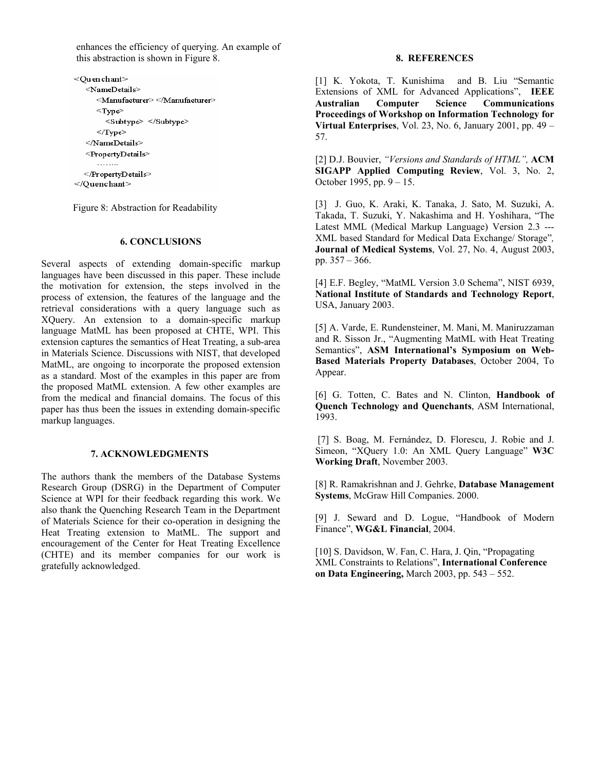enhances the efficiency of querying. An example of this abstraction is shown in Figure 8.

```
<Quenchant>
   <NameDetails>
      <Manufacturer> </Manufacturer>
      <Type>
         <Subtype> </Subtype>
      </Type>
   </NameDetails>
   <PropertyDetails>
      ……..
   </PropertyDetails>
</Quenchant>
```

Figure 8: Abstraction for Readability

## 6. CONCLUSIONS

Several aspects of extending domain-specific markup languages have been discussed in this paper. These include the motivation for extension, the steps involved in the process of extension, the features of the language and the retrieval considerations with a query language such as XQuery. An extension to a domain-specific markup language MatML has been proposed at CHTE, WPI. This extension captures the semantics of Heat Treating, a sub-area in Materials Science. Discussions with NIST, that developed MatML, are ongoing to incorporate the proposed extension as a standard. Most of the examples in this paper are from the proposed MatML extension. A few other examples are from the medical and financial domains. The focus of this paper has thus been the issues in extending domain-specific markup languages.

## 7. ACKNOWLEDGMENTS

The authors thank the members of the Database Systems Research Group (DSRG) in the Department of Computer Science at WPI for their feedback regarding this work. We also thank the Quenching Research Team in the Department of Materials Science for their co-operation in designing the Heat Treating extension to MatML. The support and encouragement of the Center for Heat Treating Excellence (CHTE) and its member companies for our work is gratefully acknowledged.

## 8. REFERENCES

[1] K. Yokota, T. Kunishima and B. Liu "Semantic Extensions of XML for Advanced Applications", **IEEE Australian Computer Science Communications Proceedings of Workshop on Information Technology for Virtual Enterprises**, Vol. 23, No. 6, January 2001, pp. 49 – 57.

[2] D.J. Bouvier, *"Versions and Standards of HTML",* **ACM SIGAPP Applied Computing Review**, Vol. 3, No. 2, October 1995, pp. 9 – 15.

[3] J. Guo, K. Araki, K. Tanaka, J. Sato, M. Suzuki, A. Takada, T. Suzuki, Y. Nakashima and H. Yoshihara, "The Latest MML (Medical Markup Language) Version 2.3 --- XML based Standard for Medical Data Exchange/ Storage", **Journal of Medical Systems**, Vol. 27, No. 4, August 2003, pp. 357 – 366.

[4] E.F. Begley, "MatML Version 3.0 Schema", NIST 6939, **National Institute of Standards and Technology Report**, USA, January 2003.

[5] A. Varde, E. Rundensteiner, M. Mani, M. Maniruzzaman and R. Sisson Jr., "Augmenting MatML with Heat Treating Semantics", **ASM International's Symposium on Web-Based Materials Property Databases**, October 2004, To Appear.

[6] G. Totten, C. Bates and N. Clinton, **Handbook of Quench Technology and Quenchants**, ASM International, 1993.

[7] S. Boag, M. Fernández, D. Florescu, J. Robie and J. Simeon, "XQuery 1.0: An XML Query Language" **W3C Working Draft**, November 2003.

[8] R. Ramakrishnan and J. Gehrke, **Database Management Systems**, McGraw Hill Companies. 2000.

[9] J. Seward and D. Logue, "Handbook of Modern Finance", **WG&L Financial**, 2004.

[10] S. Davidson, W. Fan, C. Hara, J. Qin, "Propagating XML Constraints to Relations", **International Conference on Data Engineering,** March 2003, pp. 543 – 552.